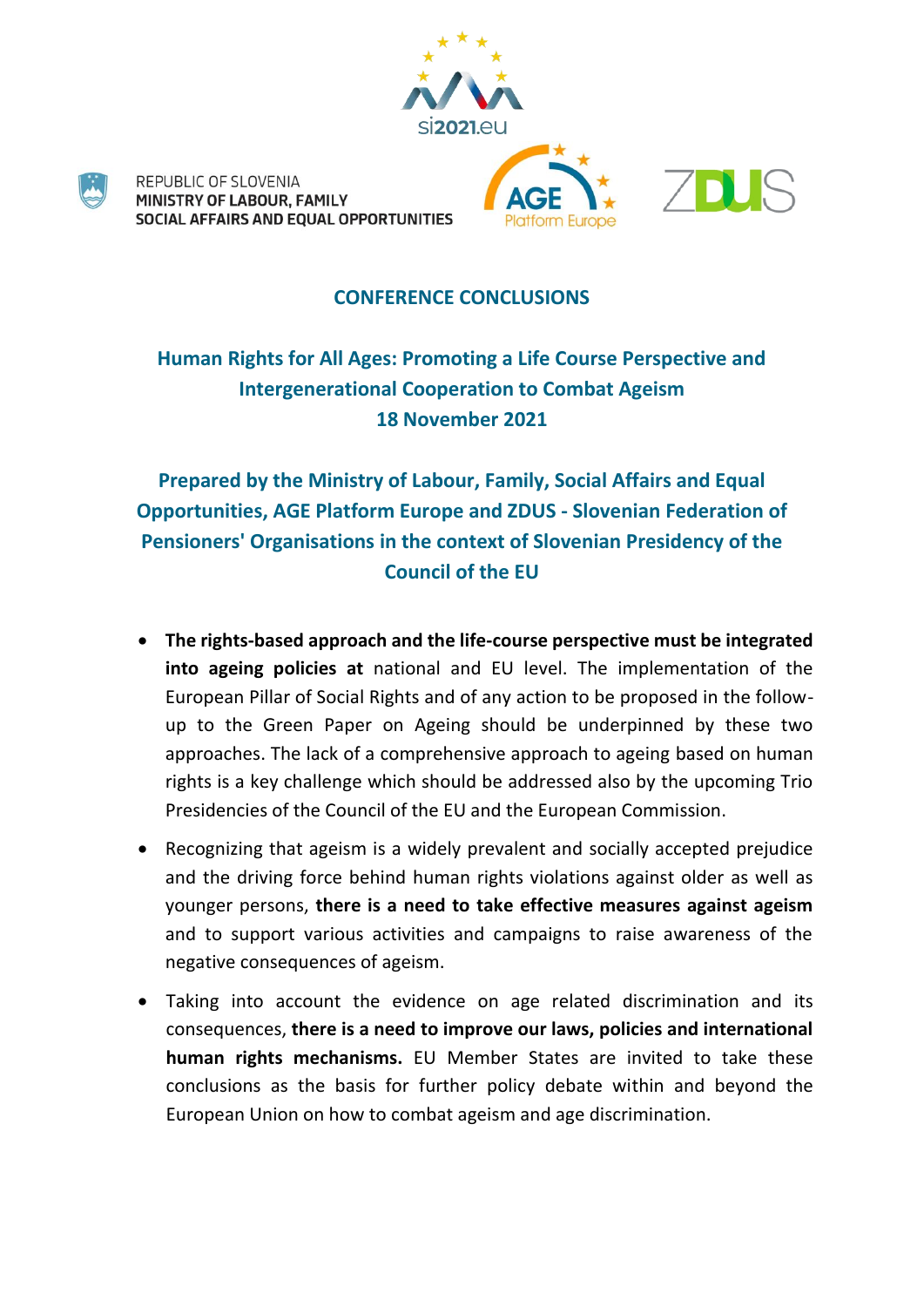REPUBLIC OF SLOVENIA
MINISTRY OF LABOUR, FAMILY
SOCIAL AFFAIRS AND EQUAL OPPORTUNITIES

si2021.eu

AGE Platform Europe

ZDUS

# CONFERENCE CONCLUSIONS

## Human Rights for All Ages: Promoting a Life Course Perspective and Intergenerational Cooperation to Combat Ageism
## 18 November 2021

### Prepared by the Ministry of Labour, Family, Social Affairs and Equal Opportunities, AGE Platform Europe and ZDUS - Slovenian Federation of Pensioners' Organisations in the context of Slovenian Presidency of the Council of the EU

- **The rights-based approach and the life-course perspective must be integrated into ageing policies at** national and EU level. The implementation of the European Pillar of Social Rights and of any action to be proposed in the follow-up to the Green Paper on Ageing should be underpinned by these two approaches. The lack of a comprehensive approach to ageing based on human rights is a key challenge which should be addressed also by the upcoming Trio Presidencies of the Council of the EU and the European Commission.
- Recognizing that ageism is a widely prevalent and socially accepted prejudice and the driving force behind human rights violations against older as well as younger persons, **there is a need to take effective measures against ageism** and to support various activities and campaigns to raise awareness of the negative consequences of ageism.
- Taking into account the evidence on age related discrimination and its consequences, **there is a need to improve our laws, policies and international human rights mechanisms.** EU Member States are invited to take these conclusions as the basis for further policy debate within and beyond the European Union on how to combat ageism and age discrimination.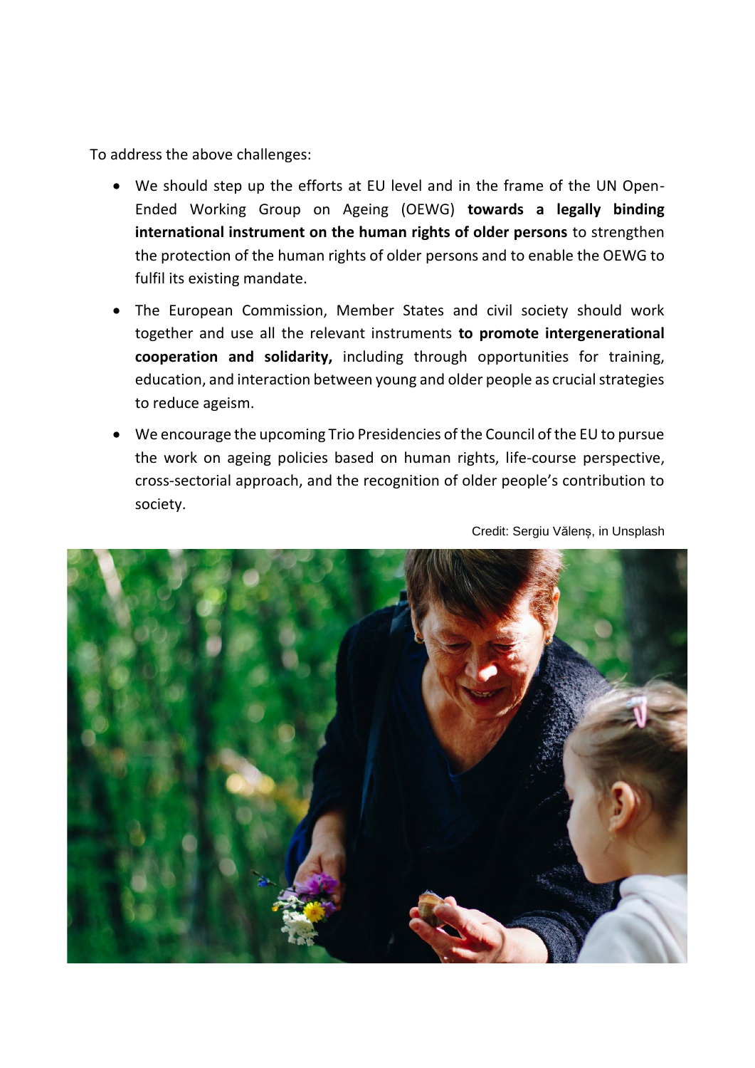To address the above challenges:

- We should step up the efforts at EU level and in the frame of the UN Open-Ended Working Group on Ageing (OEWG) **towards a legally binding international instrument on the human rights of older persons** to strengthen the protection of the human rights of older persons and to enable the OEWG to fulfil its existing mandate.
- The European Commission, Member States and civil society should work together and use all the relevant instruments **to promote intergenerational cooperation and solidarity,** including through opportunities for training, education, and interaction between young and older people as crucial strategies to reduce ageism.
- We encourage the upcoming Trio Presidencies of the Council of the EU to pursue the work on ageing policies based on human rights, life-course perspective, cross-sectorial approach, and the recognition of older people's contribution to society.

Credit: Sergiu Văleņ, in Unsplash